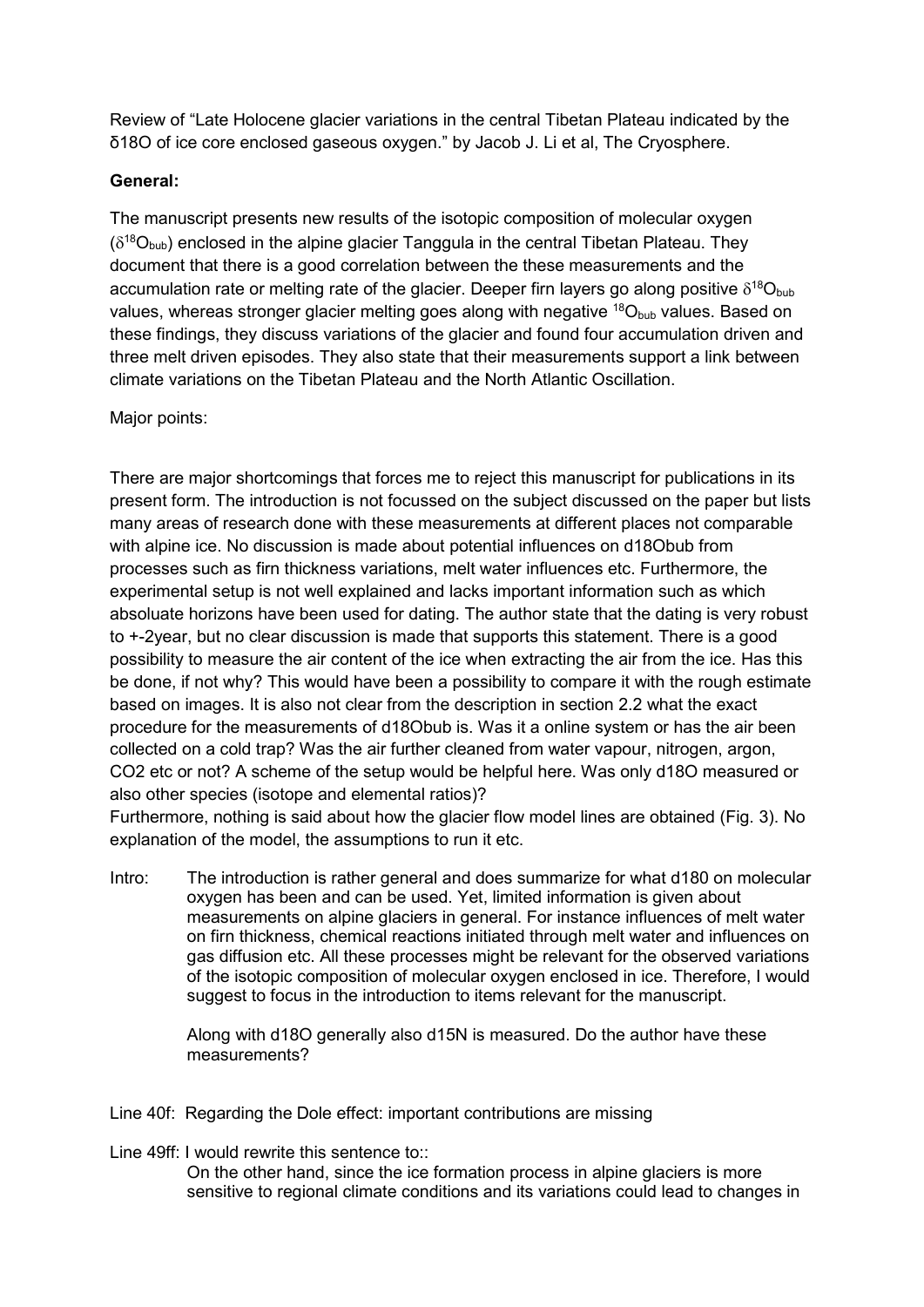Review of "Late Holocene glacier variations in the central Tibetan Plateau indicated by the δ18O of ice core enclosed gaseous oxygen." by Jacob J. Li et al, The Cryosphere.

**General:**

The manuscript presents new results of the isotopic composition of molecular oxygen ($\delta^{18}O_{bub}$) enclosed in the alpine glacier Tanggula in the central Tibetan Plateau. They document that there is a good correlation between the these measurements and the accumulation rate or melting rate of the glacier. Deeper firn layers go along positive $\delta^{18}O_{bub}$ values, whereas stronger glacier melting goes along with negative $^{18}O_{bub}$ values. Based on these findings, they discuss variations of the glacier and found four accumulation driven and three melt driven episodes. They also state that their measurements support a link between climate variations on the Tibetan Plateau and the North Atlantic Oscillation.

Major points:

There are major shortcomings that forces me to reject this manuscript for publications in its present form. The introduction is not focussed on the subject discussed on the paper but lists many areas of research done with these measurements at different places not comparable with alpine ice. No discussion is made about potential influences on d18Obub from processes such as firn thickness variations, melt water influences etc. Furthermore, the experimental setup is not well explained and lacks important information such as which absoluate horizons have been used for dating. The author state that the dating is very robust to +-2year, but no clear discussion is made that supports this statement. There is a good possibility to measure the air content of the ice when extracting the air from the ice. Has this be done, if not why? This would have been a possibility to compare it with the rough estimate based on images. It is also not clear from the description in section 2.2 what the exact procedure for the measurements of d18Obub is. Was it a online system or has the air been collected on a cold trap? Was the air further cleaned from water vapour, nitrogen, argon, CO2 etc or not? A scheme of the setup would be helpful here. Was only d18O measured or also other species (isotope and elemental ratios)?
Furthermore, nothing is said about how the glacier flow model lines are obtained (Fig. 3). No explanation of the model, the assumptions to run it etc.

Intro: The introduction is rather general and does summarize for what d180 on molecular oxygen has been and can be used. Yet, limited information is given about measurements on alpine glaciers in general. For instance influences of melt water on firn thickness, chemical reactions initiated through melt water and influences on gas diffusion etc. All these processes might be relevant for the observed variations of the isotopic composition of molecular oxygen enclosed in ice. Therefore, I would suggest to focus in the introduction to items relevant for the manuscript.

Along with d18O generally also d15N is measured. Do the author have these measurements?

Line 40f: Regarding the Dole effect: important contributions are missing

Line 49ff: I would rewrite this sentence to::
On the other hand, since the ice formation process in alpine glaciers is more sensitive to regional climate conditions and its variations could lead to changes in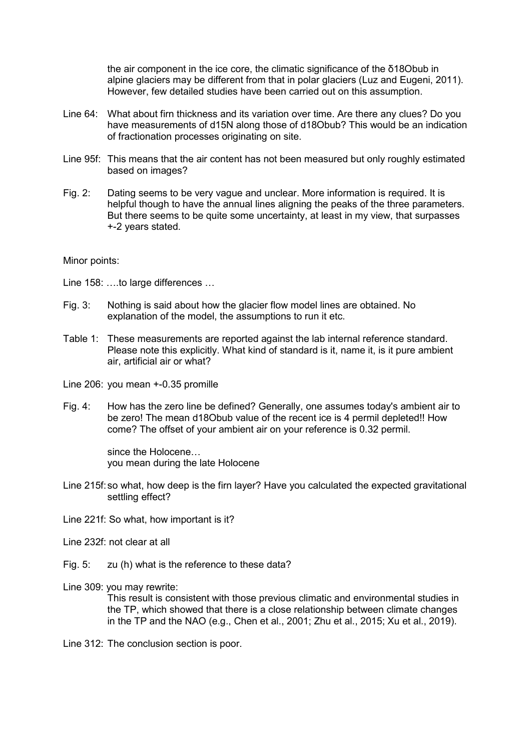the air component in the ice core, the climatic significance of the $\delta^{18}O_{bub}$ in alpine glaciers may be different from that in polar glaciers (Luz and Eugeni, 2011). However, few detailed studies have been carried out on this assumption.

Line 64: What about firn thickness and its variation over time. Are there any clues? Do you have measurements of d15N along those of d18Obub? This would be an indication of fractionation processes originating on site.

Line 95f: This means that the air content has not been measured but only roughly estimated based on images?

Fig. 2: Dating seems to be very vague and unclear. More information is required. It is helpful though to have the annual lines aligning the peaks of the three parameters. But there seems to be quite some uncertainty, at least in my view, that surpasses +-2 years stated.

Minor points:

Line 158: ….to large differences …

Fig. 3: Nothing is said about how the glacier flow model lines are obtained. No explanation of the model, the assumptions to run it etc.

Table 1: These measurements are reported against the lab internal reference standard. Please note this explicitly. What kind of standard is it, name it, is it pure ambient air, artificial air or what?

Line 206: you mean +-0.35 promille

Fig. 4: How has the zero line be defined? Generally, one assumes today's ambient air to be zero! The mean d18Obub value of the recent ice is 4 permil depleted!! How come? The offset of your ambient air on your reference is 0.32 permil.

since the Holocene…
you mean during the late Holocene

Line 215f: so what, how deep is the firn layer? Have you calculated the expected gravitational settling effect?

Line 221f: So what, how important is it?

Line 232f: not clear at all

Fig. 5: zu (h) what is the reference to these data?

Line 309: you may rewrite:
This result is consistent with those previous climatic and environmental studies in the TP, which showed that there is a close relationship between climate changes in the TP and the NAO (e.g., Chen et al., 2001; Zhu et al., 2015; Xu et al., 2019).

Line 312: The conclusion section is poor.